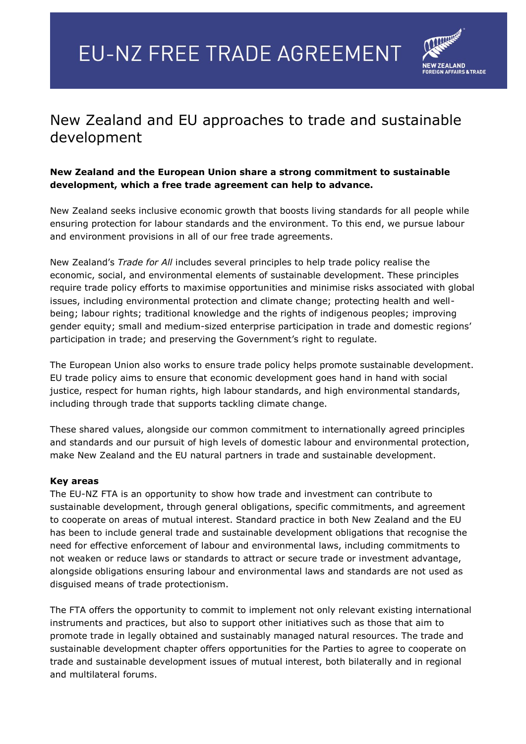# EU-NZ FREE TRADE AGREEMENT

NEW ZEALAND
FOREIGN AFFAIRS & TRADE

## New Zealand and EU approaches to trade and sustainable development

**New Zealand and the European Union share a strong commitment to sustainable development, which a free trade agreement can help to advance.**

New Zealand seeks inclusive economic growth that boosts living standards for all people while ensuring protection for labour standards and the environment. To this end, we pursue labour and environment provisions in all of our free trade agreements.

New Zealand's *Trade for All* includes several principles to help trade policy realise the economic, social, and environmental elements of sustainable development. These principles require trade policy efforts to maximise opportunities and minimise risks associated with global issues, including environmental protection and climate change; protecting health and well-being; labour rights; traditional knowledge and the rights of indigenous peoples; improving gender equity; small and medium-sized enterprise participation in trade and domestic regions' participation in trade; and preserving the Government's right to regulate.

The European Union also works to ensure trade policy helps promote sustainable development. EU trade policy aims to ensure that economic development goes hand in hand with social justice, respect for human rights, high labour standards, and high environmental standards, including through trade that supports tackling climate change.

These shared values, alongside our common commitment to internationally agreed principles and standards and our pursuit of high levels of domestic labour and environmental protection, make New Zealand and the EU natural partners in trade and sustainable development.

**Key areas**

The EU-NZ FTA is an opportunity to show how trade and investment can contribute to sustainable development, through general obligations, specific commitments, and agreement to cooperate on areas of mutual interest. Standard practice in both New Zealand and the EU has been to include general trade and sustainable development obligations that recognise the need for effective enforcement of labour and environmental laws, including commitments to not weaken or reduce laws or standards to attract or secure trade or investment advantage, alongside obligations ensuring labour and environmental laws and standards are not used as disguised means of trade protectionism.

The FTA offers the opportunity to commit to implement not only relevant existing international instruments and practices, but also to support other initiatives such as those that aim to promote trade in legally obtained and sustainably managed natural resources. The trade and sustainable development chapter offers opportunities for the Parties to agree to cooperate on trade and sustainable development issues of mutual interest, both bilaterally and in regional and multilateral forums.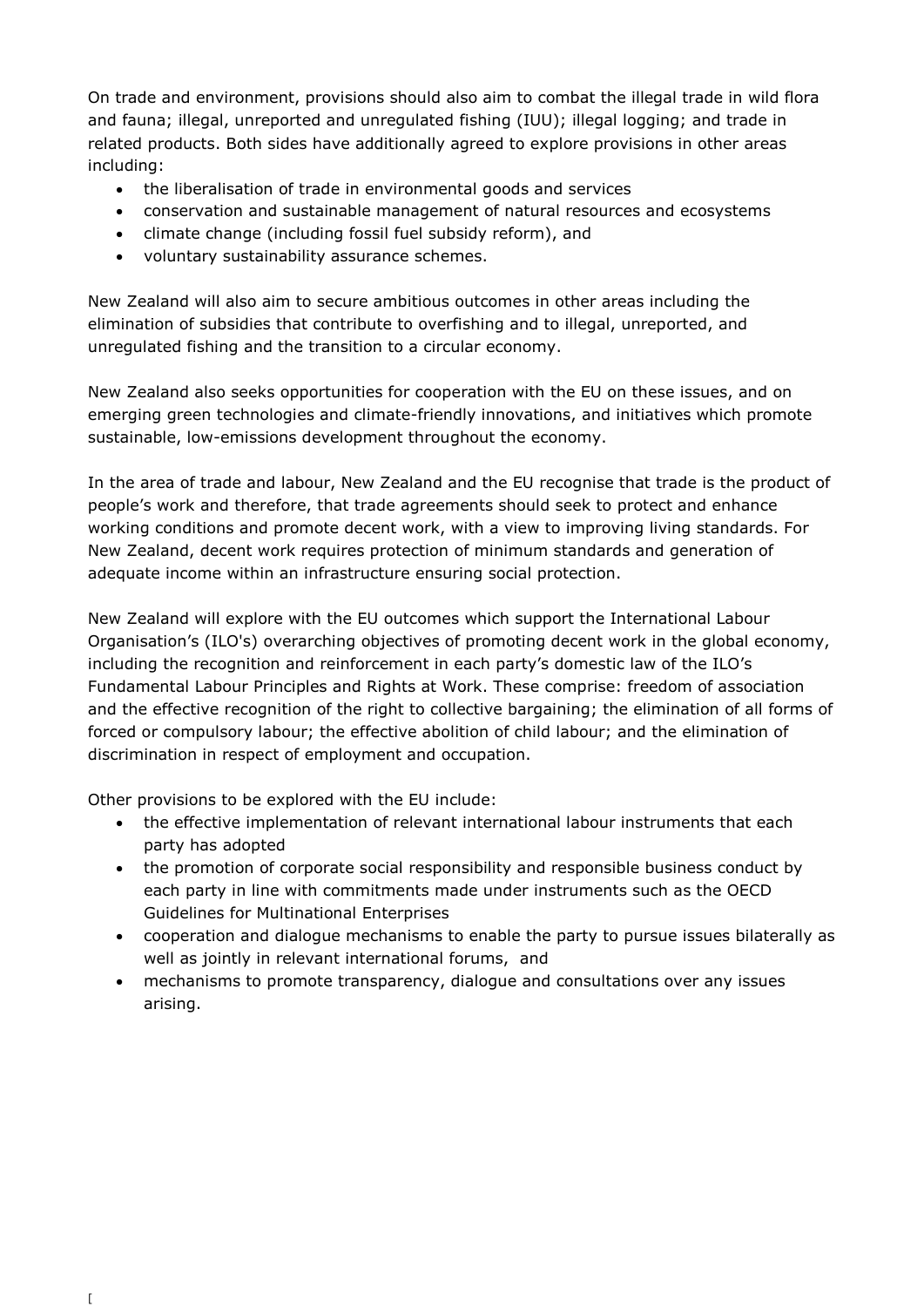On trade and environment, provisions should also aim to combat the illegal trade in wild flora and fauna; illegal, unreported and unregulated fishing (IUU); illegal logging; and trade in related products. Both sides have additionally agreed to explore provisions in other areas including:

- the liberalisation of trade in environmental goods and services
- conservation and sustainable management of natural resources and ecosystems
- climate change (including fossil fuel subsidy reform), and
- voluntary sustainability assurance schemes.

New Zealand will also aim to secure ambitious outcomes in other areas including the elimination of subsidies that contribute to overfishing and to illegal, unreported, and unregulated fishing and the transition to a circular economy.

New Zealand also seeks opportunities for cooperation with the EU on these issues, and on emerging green technologies and climate-friendly innovations, and initiatives which promote sustainable, low-emissions development throughout the economy.

In the area of trade and labour, New Zealand and the EU recognise that trade is the product of people's work and therefore, that trade agreements should seek to protect and enhance working conditions and promote decent work, with a view to improving living standards. For New Zealand, decent work requires protection of minimum standards and generation of adequate income within an infrastructure ensuring social protection.

New Zealand will explore with the EU outcomes which support the International Labour Organisation's (ILO's) overarching objectives of promoting decent work in the global economy, including the recognition and reinforcement in each party's domestic law of the ILO's Fundamental Labour Principles and Rights at Work. These comprise: freedom of association and the effective recognition of the right to collective bargaining; the elimination of all forms of forced or compulsory labour; the effective abolition of child labour; and the elimination of discrimination in respect of employment and occupation.

Other provisions to be explored with the EU include:

- the effective implementation of relevant international labour instruments that each party has adopted
- the promotion of corporate social responsibility and responsible business conduct by each party in line with commitments made under instruments such as the OECD Guidelines for Multinational Enterprises
- cooperation and dialogue mechanisms to enable the party to pursue issues bilaterally as well as jointly in relevant international forums, and
- mechanisms to promote transparency, dialogue and consultations over any issues arising.